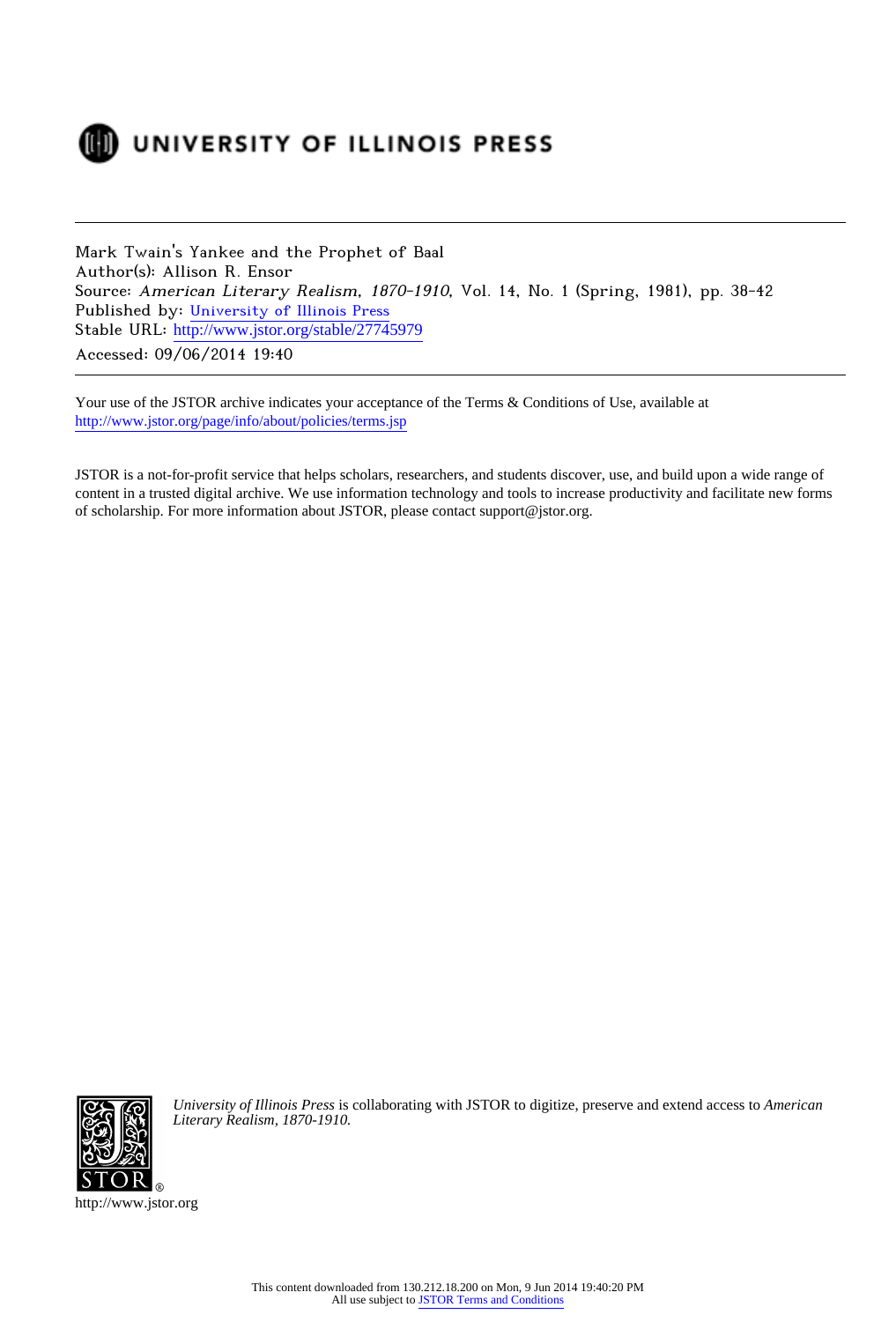UNIVERSITY OF ILLINOIS PRESS

Mark Twain's Yankee and the Prophet of Baal
Author(s): Allison R. Ensor
Source: *American Literary Realism, 1870-1910*, Vol. 14, No. 1 (Spring, 1981), pp. 38-42
Published by: University of Illinois Press
Stable URL: http://www.jstor.org/stable/27745979
Accessed: 09/06/2014 19:40

Your use of the JSTOR archive indicates your acceptance of the Terms & Conditions of Use, available at http://www.jstor.org/page/info/about/policies/terms.jsp

JSTOR is a not-for-profit service that helps scholars, researchers, and students discover, use, and build upon a wide range of content in a trusted digital archive. We use information technology and tools to increase productivity and facilitate new forms of scholarship. For more information about JSTOR, please contact support@jstor.org.

*University of Illinois Press* is collaborating with JSTOR to digitize, preserve and extend access to *American Literary Realism, 1870-1910.*

http://www.jstor.org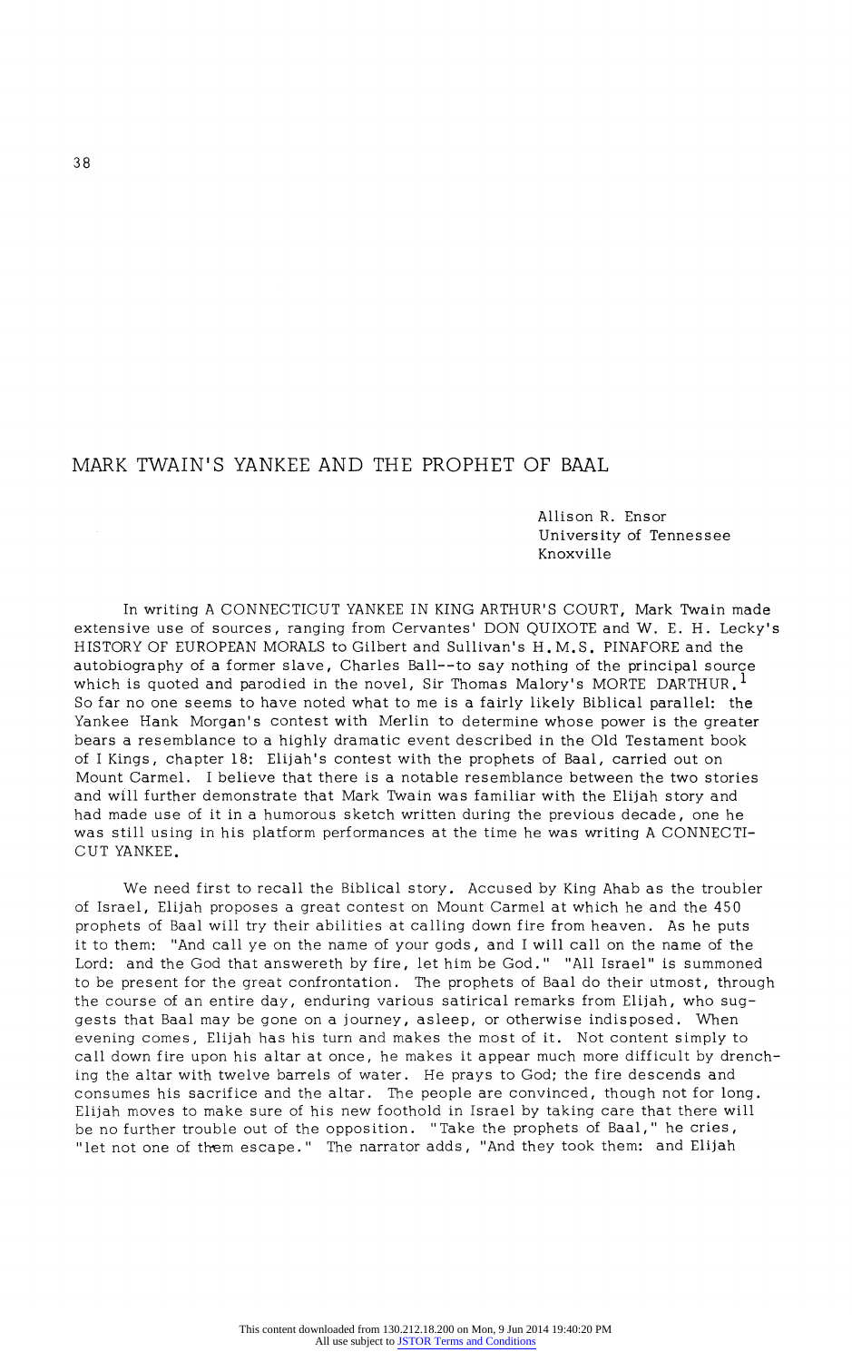# MARK TWAIN'S YANKEE AND THE PROPHET OF BAAL

Allison R. Ensor
University of Tennessee
Knoxville

In writing A CONNECTICUT YANKEE IN KING ARTHUR'S COURT, Mark Twain made extensive use of sources, ranging from Cervantes' DON QUIXOTE and W. E. H. Lecky's HISTORY OF EUROPEAN MORALS to Gilbert and Sullivan's H.M.S. PINAFORE and the autobiography of a former slave, Charles Ball--to say nothing of the principal source which is quoted and parodied in the novel, Sir Thomas Malory's MORTE DARTHUR.[1] So far no one seems to have noted what to me is a fairly likely Biblical parallel: the Yankee Hank Morgan's contest with Merlin to determine whose power is the greater bears a resemblance to a highly dramatic event described in the Old Testament book of I Kings, chapter 18: Elijah's contest with the prophets of Baal, carried out on Mount Carmel. I believe that there is a notable resemblance between the two stories and will further demonstrate that Mark Twain was familiar with the Elijah story and had made use of it in a humorous sketch written during the previous decade, one he was still using in his platform performances at the time he was writing A CONNECTICUT YANKEE.

We need first to recall the Biblical story. Accused by King Ahab as the troubler of Israel, Elijah proposes a great contest on Mount Carmel at which he and the 450 prophets of Baal will try their abilities at calling down fire from heaven. As he puts it to them: "And call ye on the name of your gods, and I will call on the name of the Lord: and the God that answereth by fire, let him be God." "All Israel" is summoned to be present for the great confrontation. The prophets of Baal do their utmost, through the course of an entire day, enduring various satirical remarks from Elijah, who suggests that Baal may be gone on a journey, asleep, or otherwise indisposed. When evening comes, Elijah has his turn and makes the most of it. Not content simply to call down fire upon his altar at once, he makes it appear much more difficult by drenching the altar with twelve barrels of water. He prays to God; the fire descends and consumes his sacrifice and the altar. The people are convinced, though not for long. Elijah moves to make sure of his new foothold in Israel by taking care that there will be no further trouble out of the opposition. "Take the prophets of Baal," he cries, "let not one of them escape." The narrator adds, "And they took them: and Elijah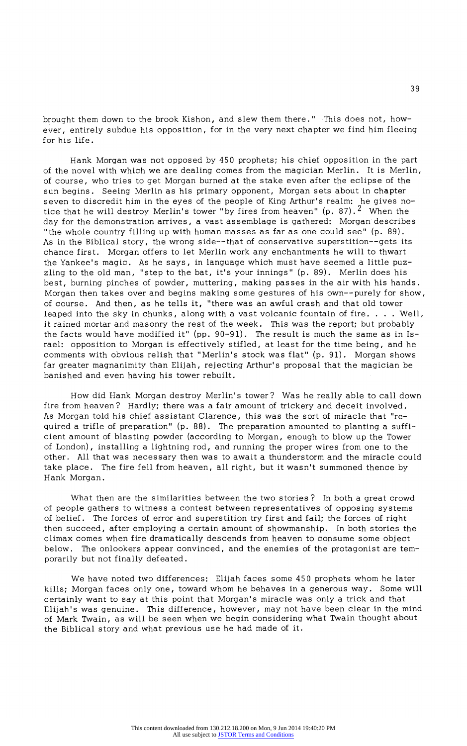brought them down to the brook Kishon, and slew them there." This does not, however, entirely subdue his opposition, for in the very next chapter we find him fleeing for his life.

Hank Morgan was not opposed by 450 prophets; his chief opposition in the part of the novel with which we are dealing comes from the magician Merlin. It is Merlin, of course, who tries to get Morgan burned at the stake even after the eclipse of the sun begins. Seeing Merlin as his primary opponent, Morgan sets about in chapter seven to discredit him in the eyes of the people of King Arthur's realm: he gives notice that he will destroy Merlin's tower "by fires from heaven" (p. 87).[2] When the day for the demonstration arrives, a vast assemblage is gathered: Morgan describes "the whole country filling up with human masses as far as one could see" (p. 89). As in the Biblical story, the wrong side--that of conservative superstition--gets its chance first. Morgan offers to let Merlin work any enchantments he will to thwart the Yankee's magic. As he says, in language which must have seemed a little puzzling to the old man, "step to the bat, it's your innings" (p. 89). Merlin does his best, burning pinches of powder, muttering, making passes in the air with his hands. Morgan then takes over and begins making some gestures of his own--purely for show, of course. And then, as he tells it, "there was an awful crash and that old tower leaped into the sky in chunks, along with a vast volcanic fountain of fire. . . . Well, it rained mortar and masonry the rest of the week. This was the report; but probably the facts would have modified it" (pp. 90-91). The result is much the same as in Israel: opposition to Morgan is effectively stifled, at least for the time being, and he comments with obvious relish that "Merlin's stock was flat" (p. 91). Morgan shows far greater magnanimity than Elijah, rejecting Arthur's proposal that the magician be banished and even having his tower rebuilt.

How did Hank Morgan destroy Merlin's tower? Was he really able to call down fire from heaven? Hardly; there was a fair amount of trickery and deceit involved. As Morgan told his chief assistant Clarence, this was the sort of miracle that "required a trifle of preparation" (p. 88). The preparation amounted to planting a sufficient amount of blasting powder (according to Morgan, enough to blow up the Tower of London), installing a lightning rod, and running the proper wires from one to the other. All that was necessary then was to await a thunderstorm and the miracle could take place. The fire fell from heaven, all right, but it wasn't summoned thence by Hank Morgan.

What then are the similarities between the two stories? In both a great crowd of people gathers to witness a contest between representatives of opposing systems of belief. The forces of error and superstition try first and fail; the forces of right then succeed, after employing a certain amount of showmanship. In both stories the climax comes when fire dramatically descends from heaven to consume some object below. The onlookers appear convinced, and the enemies of the protagonist are temporarily but not finally defeated.

We have noted two differences: Elijah faces some 450 prophets whom he later kills; Morgan faces only one, toward whom he behaves in a generous way. Some will certainly want to say at this point that Morgan's miracle was only a trick and that Elijah's was genuine. This difference, however, may not have been clear in the mind of Mark Twain, as will be seen when we begin considering what Twain thought about the Biblical story and what previous use he had made of it.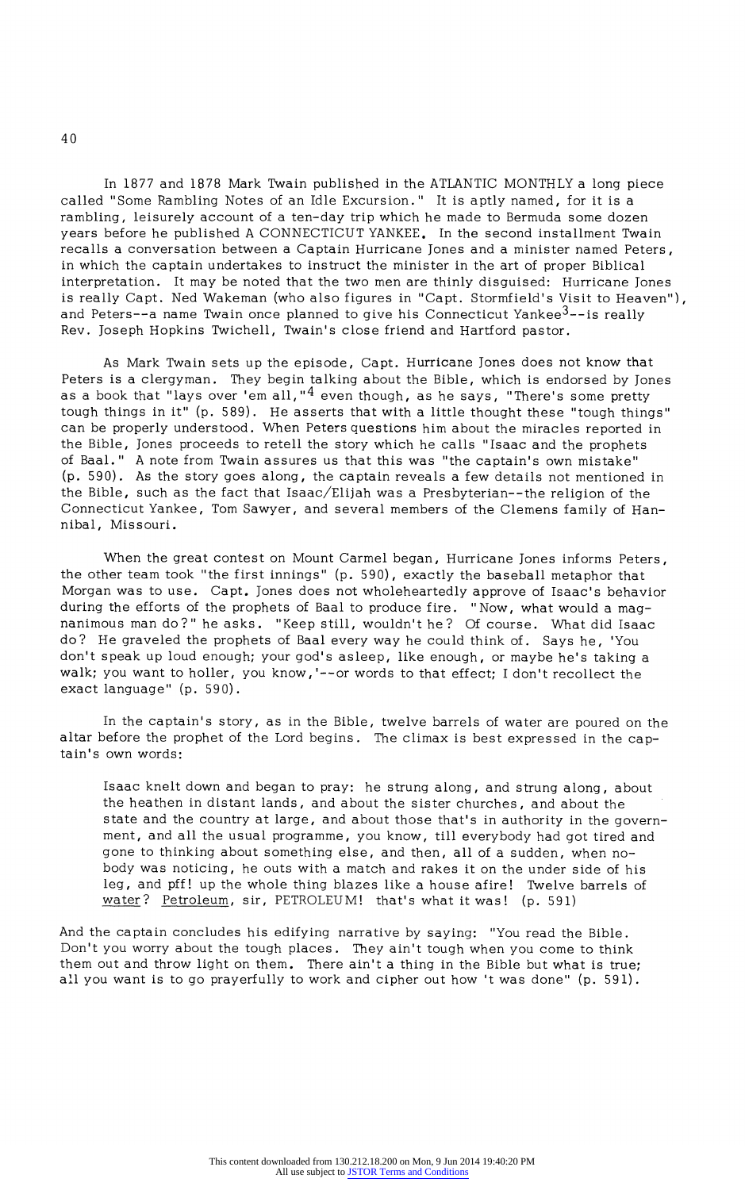In 1877 and 1878 Mark Twain published in the ATLANTIC MONTHLY a long piece called "Some Rambling Notes of an Idle Excursion." It is aptly named, for it is a rambling, leisurely account of a ten-day trip which he made to Bermuda some dozen years before he published A CONNECTICUT YANKEE. In the second installment Twain recalls a conversation between a Captain Hurricane Jones and a minister named Peters, in which the captain undertakes to instruct the minister in the art of proper Biblical interpretation. It may be noted that the two men are thinly disguised: Hurricane Jones is really Capt. Ned Wakeman (who also figures in "Capt. Stormfield's Visit to Heaven"), and Peters--a name Twain once planned to give his Connecticut Yankee[3]--is really Rev. Joseph Hopkins Twichell, Twain's close friend and Hartford pastor.

As Mark Twain sets up the episode, Capt. Hurricane Jones does not know that Peters is a clergyman. They begin talking about the Bible, which is endorsed by Jones as a book that "lays over 'em all,"[4] even though, as he says, "There's some pretty tough things in it" (p. 589). He asserts that with a little thought these "tough things" can be properly understood. When Peters questions him about the miracles reported in the Bible, Jones proceeds to retell the story which he calls "Isaac and the prophets of Baal." A note from Twain assures us that this was "the captain's own mistake" (p. 590). As the story goes along, the captain reveals a few details not mentioned in the Bible, such as the fact that Isaac/Elijah was a Presbyterian--the religion of the Connecticut Yankee, Tom Sawyer, and several members of the Clemens family of Hannibal, Missouri.

When the great contest on Mount Carmel began, Hurricane Jones informs Peters, the other team took "the first innings" (p. 590), exactly the baseball metaphor that Morgan was to use. Capt. Jones does not wholeheartedly approve of Isaac's behavior during the efforts of the prophets of Baal to produce fire. "Now, what would a magnanimous man do?" he asks. "Keep still, wouldn't he? Of course. What did Isaac do? He graveled the prophets of Baal every way he could think of. Says he, 'You don't speak up loud enough; your god's asleep, like enough, or maybe he's taking a walk; you want to holler, you know,'--or words to that effect; I don't recollect the exact language" (p. 590).

In the captain's story, as in the Bible, twelve barrels of water are poured on the altar before the prophet of the Lord begins. The climax is best expressed in the captain's own words:

> Isaac knelt down and began to pray: he strung along, and strung along, about the heathen in distant lands, and about the sister churches, and about the state and the country at large, and about those that's in authority in the government, and all the usual programme, you know, till everybody had got tired and gone to thinking about something else, and then, all of a sudden, when nobody was noticing, he outs with a match and rakes it on the under side of his leg, and pff! up the whole thing blazes like a house afire! Twelve barrels of _water_? _Petroleum_, sir, PETROLEUM! that's what it was! (p. 591)

And the captain concludes his edifying narrative by saying: "You read the Bible. Don't you worry about the tough places. They ain't tough when you come to think them out and throw light on them. There ain't a thing in the Bible but what is true; all you want is to go prayerfully to work and cipher out how 't was done" (p. 591).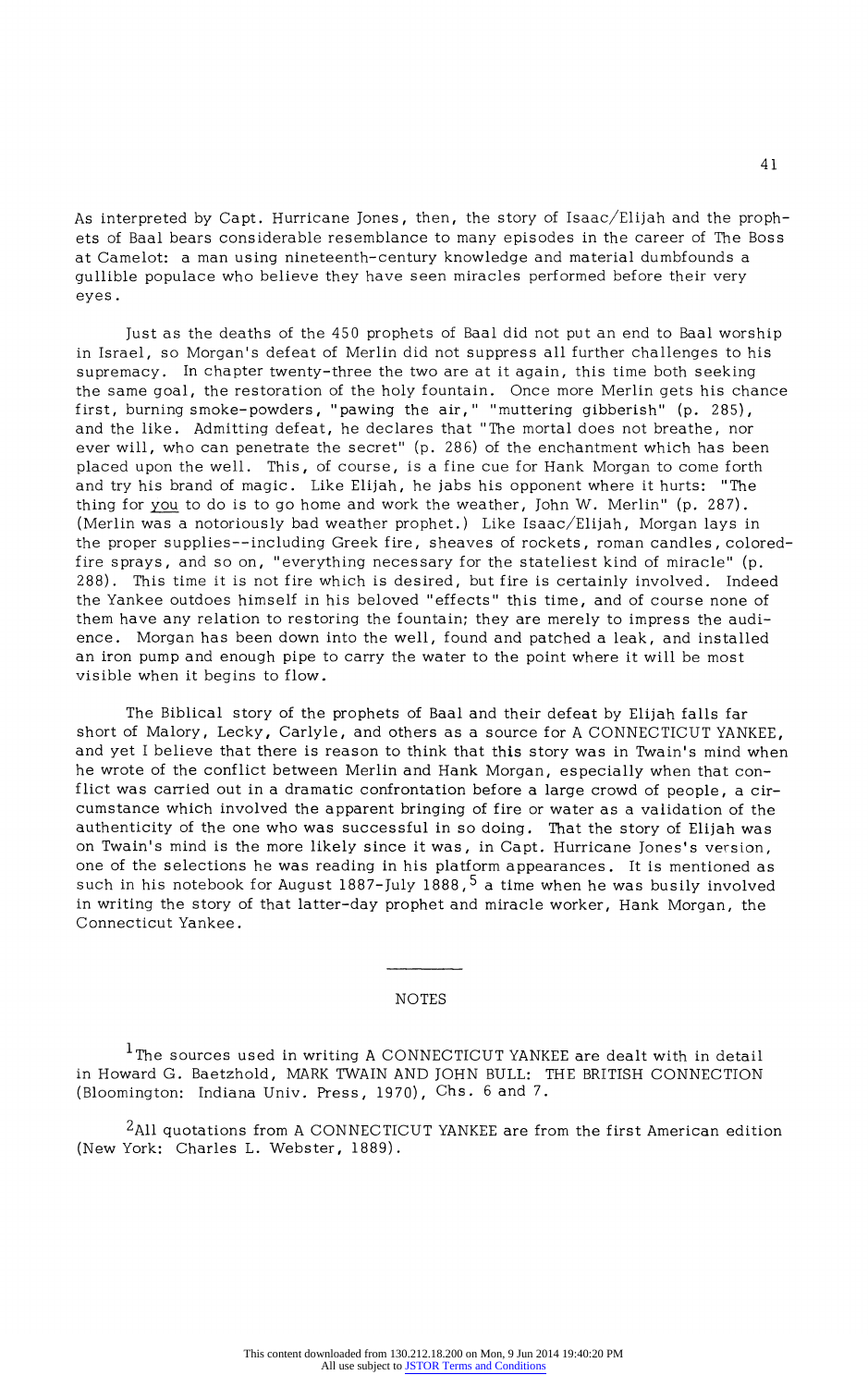As interpreted by Capt. Hurricane Jones, then, the story of Isaac/Elijah and the prophets of Baal bears considerable resemblance to many episodes in the career of The Boss at Camelot: a man using nineteenth-century knowledge and material dumbfounds a gullible populace who believe they have seen miracles performed before their very eyes.

Just as the deaths of the 450 prophets of Baal did not put an end to Baal worship in Israel, so Morgan's defeat of Merlin did not suppress all further challenges to his supremacy. In chapter twenty-three the two are at it again, this time both seeking the same goal, the restoration of the holy fountain. Once more Merlin gets his chance first, burning smoke-powders, "pawing the air," "muttering gibberish" (p. 285), and the like. Admitting defeat, he declares that "The mortal does not breathe, nor ever will, who can penetrate the secret" (p. 286) of the enchantment which has been placed upon the well. This, of course, is a fine cue for Hank Morgan to come forth and try his brand of magic. Like Elijah, he jabs his opponent where it hurts: "The thing for you to do is to go home and work the weather, John W. Merlin" (p. 287). (Merlin was a notoriously bad weather prophet.) Like Isaac/Elijah, Morgan lays in the proper supplies--including Greek fire, sheaves of rockets, roman candles, colored-fire sprays, and so on, "everything necessary for the stateliest kind of miracle" (p. 288). This time it is not fire which is desired, but fire is certainly involved. Indeed the Yankee outdoes himself in his beloved "effects" this time, and of course none of them have any relation to restoring the fountain; they are merely to impress the audience. Morgan has been down into the well, found and patched a leak, and installed an iron pump and enough pipe to carry the water to the point where it will be most visible when it begins to flow.

The Biblical story of the prophets of Baal and their defeat by Elijah falls far short of Malory, Lecky, Carlyle, and others as a source for A CONNECTICUT YANKEE, and yet I believe that there is reason to think that this story was in Twain's mind when he wrote of the conflict between Merlin and Hank Morgan, especially when that conflict was carried out in a dramatic confrontation before a large crowd of people, a circumstance which involved the apparent bringing of fire or water as a validation of the authenticity of the one who was successful in so doing. That the story of Elijah was on Twain's mind is the more likely since it was, in Capt. Hurricane Jones's version, one of the selections he was reading in his platform appearances. It is mentioned as such in his notebook for August 1887-July 1888,[5] a time when he was busily involved in writing the story of that latter-day prophet and miracle worker, Hank Morgan, the Connecticut Yankee.

---

NOTES

[1]The sources used in writing A CONNECTICUT YANKEE are dealt with in detail in Howard G. Baetzhold, MARK TWAIN AND JOHN BULL: THE BRITISH CONNECTION (Bloomington: Indiana Univ. Press, 1970), Chs. 6 and 7.

[2]All quotations from A CONNECTICUT YANKEE are from the first American edition (New York: Charles L. Webster, 1889).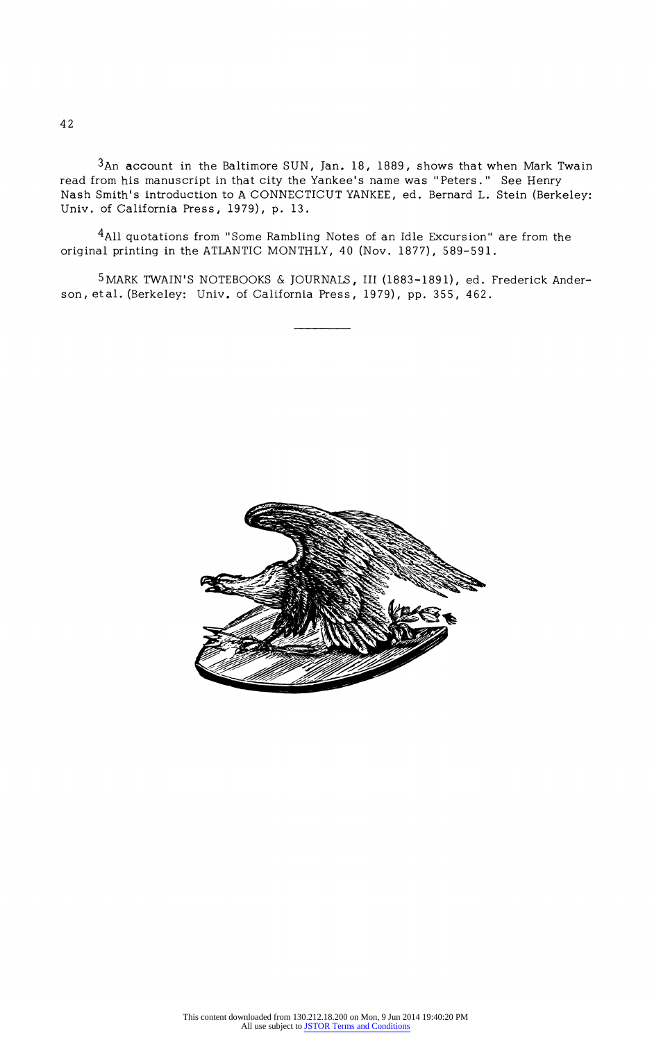[3]An account in the Baltimore SUN, Jan. 18, 1889, shows that when Mark Twain read from his manuscript in that city the Yankee's name was "Peters." See Henry Nash Smith's introduction to A CONNECTICUT YANKEE, ed. Bernard L. Stein (Berkeley: Univ. of California Press, 1979), p. 13.

[4]All quotations from "Some Rambling Notes of an Idle Excursion" are from the original printing in the ATLANTIC MONTHLY, 40 (Nov. 1877), 589-591.

[5]MARK TWAIN'S NOTEBOOKS & JOURNALS, III (1883-1891), ed. Frederick Anderson, et al. (Berkeley: Univ. of California Press, 1979), pp. 355, 462.